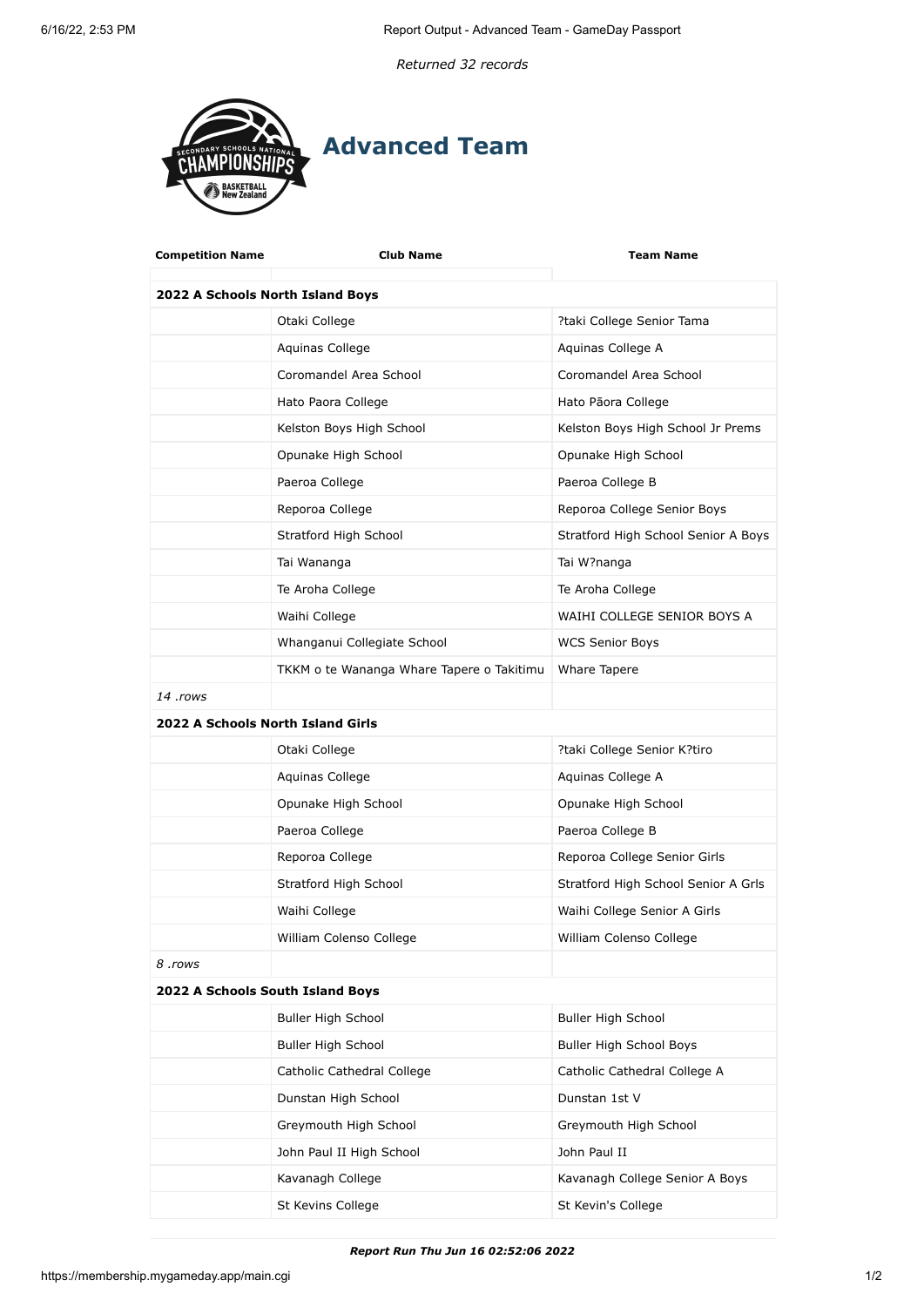*Returned 32 records*

# Advanced Team

| Competition Name | Club Name | Team Name |
|---|---|---|
| **2022 A Schools North Island Boys** | | |
| | Otaki College | ?taki College Senior Tama |
| | Aquinas College | Aquinas College A |
| | Coromandel Area School | Coromandel Area School |
| | Hato Paora College | Hato Pāora College |
| | Kelston Boys High School | Kelston Boys High School Jr Prems |
| | Opunake High School | Opunake High School |
| | Paeroa College | Paeroa College B |
| | Reporoa College | Reporoa College Senior Boys |
| | Stratford High School | Stratford High School Senior A Boys |
| | Tai Wananga | Tai W?nanga |
| | Te Aroha College | Te Aroha College |
| | Waihi College | WAIHI COLLEGE SENIOR BOYS A |
| | Whanganui Collegiate School | WCS Senior Boys |
| | TKKM o te Wananga Whare Tapere o Takitimu | Whare Tapere |
| *14 .rows* | | |
| **2022 A Schools North Island Girls** | | |
| | Otaki College | ?taki College Senior K?tiro |
| | Aquinas College | Aquinas College A |
| | Opunake High School | Opunake High School |
| | Paeroa College | Paeroa College B |
| | Reporoa College | Reporoa College Senior Girls |
| | Stratford High School | Stratford High School Senior A Grls |
| | Waihi College | Waihi College Senior A Girls |
| | William Colenso College | William Colenso College |
| *8 .rows* | | |
| **2022 A Schools South Island Boys** | | |
| | Buller High School | Buller High School |
| | Buller High School | Buller High School Boys |
| | Catholic Cathedral College | Catholic Cathedral College A |
| | Dunstan High School | Dunstan 1st V |
| | Greymouth High School | Greymouth High School |
| | John Paul II High School | John Paul II |
| | Kavanagh College | Kavanagh College Senior A Boys |
| | St Kevins College | St Kevin's College |

***Report Run Thu Jun 16 02:52:06 2022***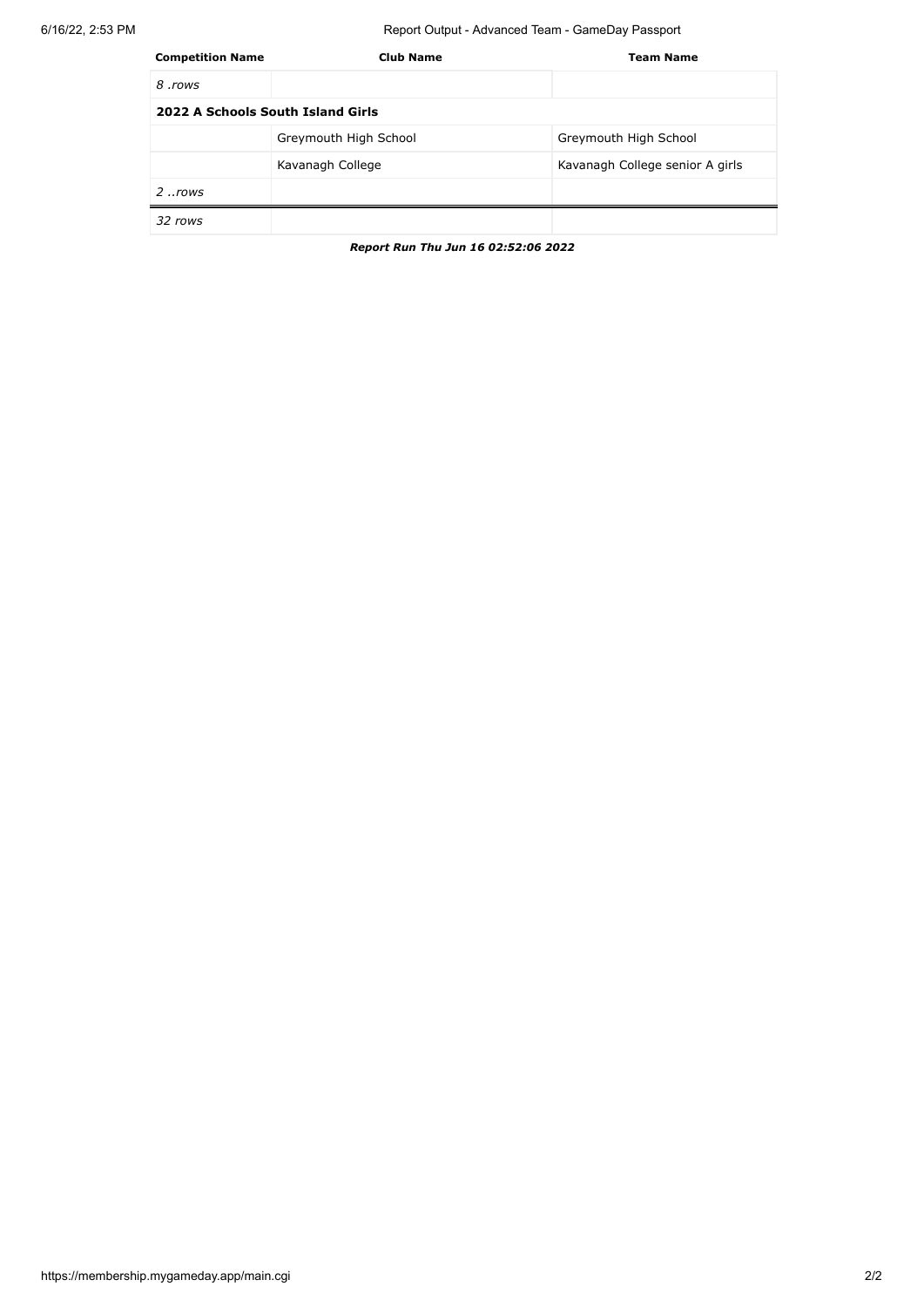| Competition Name | Club Name | Team Name |
| --- | --- | --- |
| *8 .rows* | | |
| **2022 A Schools South Island Girls** | | |
| | Greymouth High School | Greymouth High School |
| | Kavanagh College | Kavanagh College senior A girls |
| *2 ..rows* | | |
| *32 rows* | | |

***Report Run Thu Jun 16 02:52:06 2022***